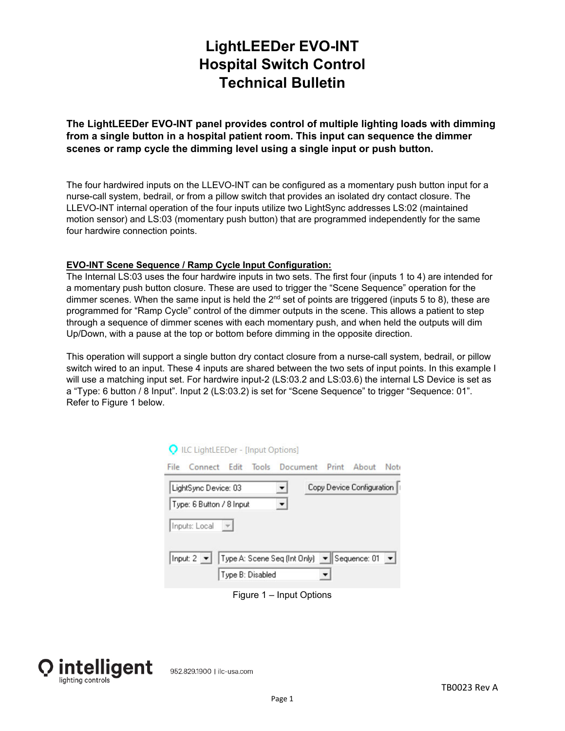# LightLEEDer EVO-INT
# Hospital Switch Control
# Technical Bulletin

**The LightLEEDer EVO-INT panel provides control of multiple lighting loads with dimming from a single button in a hospital patient room. This input can sequence the dimmer scenes or ramp cycle the dimming level using a single input or push button.**

The four hardwired inputs on the LLEVO-INT can be configured as a momentary push button input for a nurse-call system, bedrail, or from a pillow switch that provides an isolated dry contact closure. The LLEVO-INT internal operation of the four inputs utilize two LightSync addresses LS:02 (maintained motion sensor) and LS:03 (momentary push button) that are programmed independently for the same four hardwire connection points.

**EVO-INT Scene Sequence / Ramp Cycle Input Configuration:**

The Internal LS:03 uses the four hardwire inputs in two sets. The first four (inputs 1 to 4) are intended for a momentary push button closure. These are used to trigger the "Scene Sequence" operation for the dimmer scenes. When the same input is held the 2nd set of points are triggered (inputs 5 to 8), these are programmed for "Ramp Cycle" control of the dimmer outputs in the scene. This allows a patient to step through a sequence of dimmer scenes with each momentary push, and when held the outputs will dim Up/Down, with a pause at the top or bottom before dimming in the opposite direction.

This operation will support a single button dry contact closure from a nurse-call system, bedrail, or pillow switch wired to an input. These 4 inputs are shared between the two sets of input points. In this example I will use a matching input set. For hardwire input-2 (LS:03.2 and LS:03.6) the internal LS Device is set as a "Type: 6 button / 8 Input". Input 2 (LS:03.2) is set for "Scene Sequence" to trigger "Sequence: 01". Refer to Figure 1 below.

ILC LightLEEDer - [Input Options]

File Connect Edit Tools Document Print About Not

LightSync Device: 03 | Copy Device Configuration

Type: 6 Button / 8 Input

Inputs: Local

Input: 2 | Type A: Scene Seq (Int Only) | Sequence: 01

Type B: Disabled

Figure 1 – Input Options

intelligent lighting controls 952.829.1900 | ilc-usa.com

TB0023 Rev A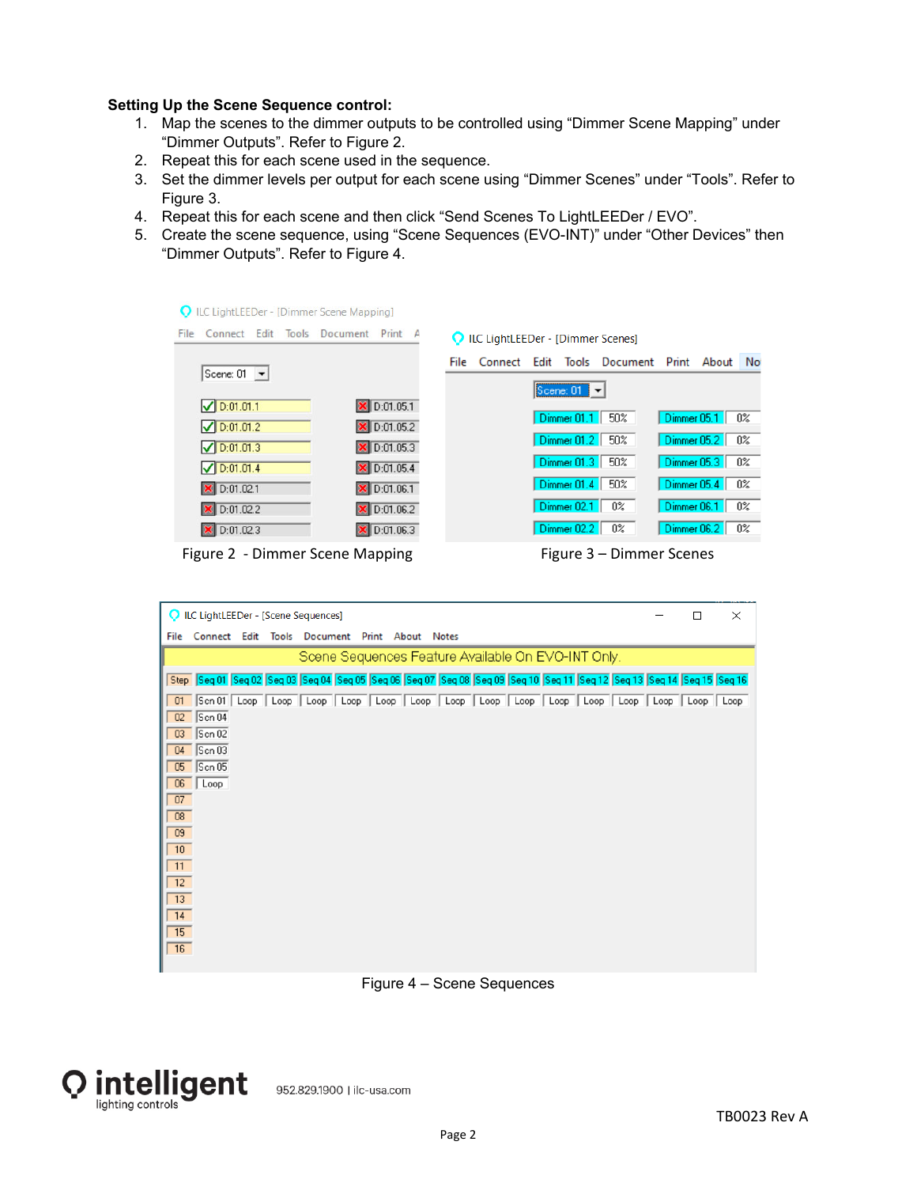**Setting Up the Scene Sequence control:**

1. Map the scenes to the dimmer outputs to be controlled using “Dimmer Scene Mapping” under “Dimmer Outputs”. Refer to Figure 2.
2. Repeat this for each scene used in the sequence.
3. Set the dimmer levels per output for each scene using “Dimmer Scenes” under “Tools”. Refer to Figure 3.
4. Repeat this for each scene and then click “Send Scenes To LightLEEDer / EVO”.
5. Create the scene sequence, using “Scene Sequences (EVO-INT)” under “Other Devices” then “Dimmer Outputs”. Refer to Figure 4.

Figure 2 - Dimmer Scene Mapping

Figure 3 – Dimmer Scenes

Figure 4 – Scene Sequences

952.829.1900 | ilc-usa.com

TB0023 Rev A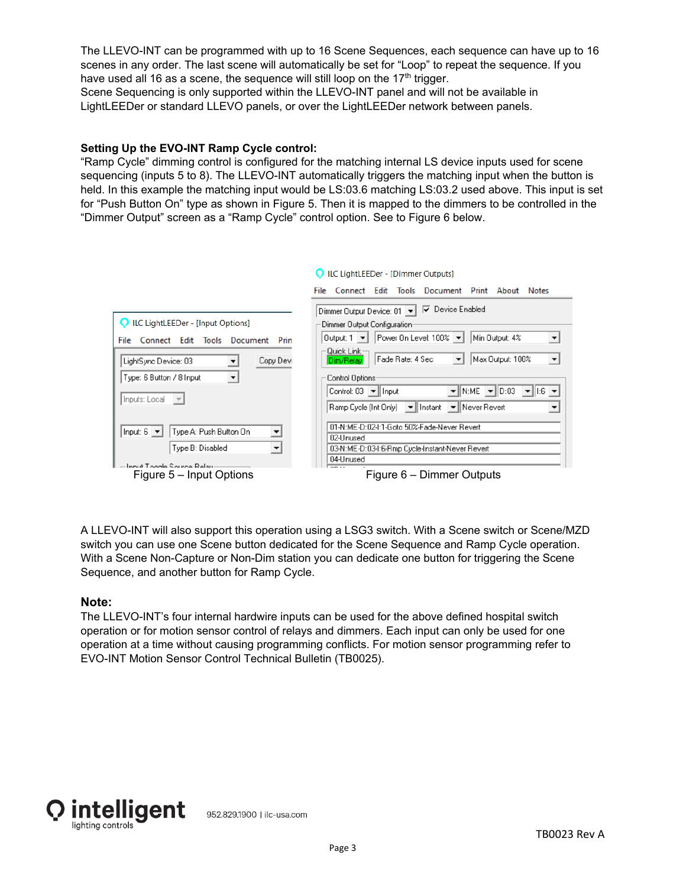The LLEVO-INT can be programmed with up to 16 Scene Sequences, each sequence can have up to 16 scenes in any order. The last scene will automatically be set for "Loop" to repeat the sequence. If you have used all 16 as a scene, the sequence will still loop on the 17th trigger.
Scene Sequencing is only supported within the LLEVO-INT panel and will not be available in LightLEEDer or standard LLEVO panels, or over the LightLEEDer network between panels.

**Setting Up the EVO-INT Ramp Cycle control:**
"Ramp Cycle" dimming control is configured for the matching internal LS device inputs used for scene sequencing (inputs 5 to 8). The LLEVO-INT automatically triggers the matching input when the button is held. In this example the matching input would be LS:03.6 matching LS:03.2 used above. This input is set for "Push Button On" type as shown in Figure 5. Then it is mapped to the dimmers to be controlled in the "Dimmer Output" screen as a "Ramp Cycle" control option. See to Figure 6 below.

Figure 5 – Input Options

Figure 6 – Dimmer Outputs

A LLEVO-INT will also support this operation using a LSG3 switch. With a Scene switch or Scene/MZD switch you can use one Scene button dedicated for the Scene Sequence and Ramp Cycle operation. With a Scene Non-Capture or Non-Dim station you can dedicate one button for triggering the Scene Sequence, and another button for Ramp Cycle.

**Note:**
The LLEVO-INT's four internal hardwire inputs can be used for the above defined hospital switch operation or for motion sensor control of relays and dimmers. Each input can only be used for one operation at a time without causing programming conflicts. For motion sensor programming refer to EVO-INT Motion Sensor Control Technical Bulletin (TB0025).

952.829.1900 | ilc-usa.com

TB0023 Rev A